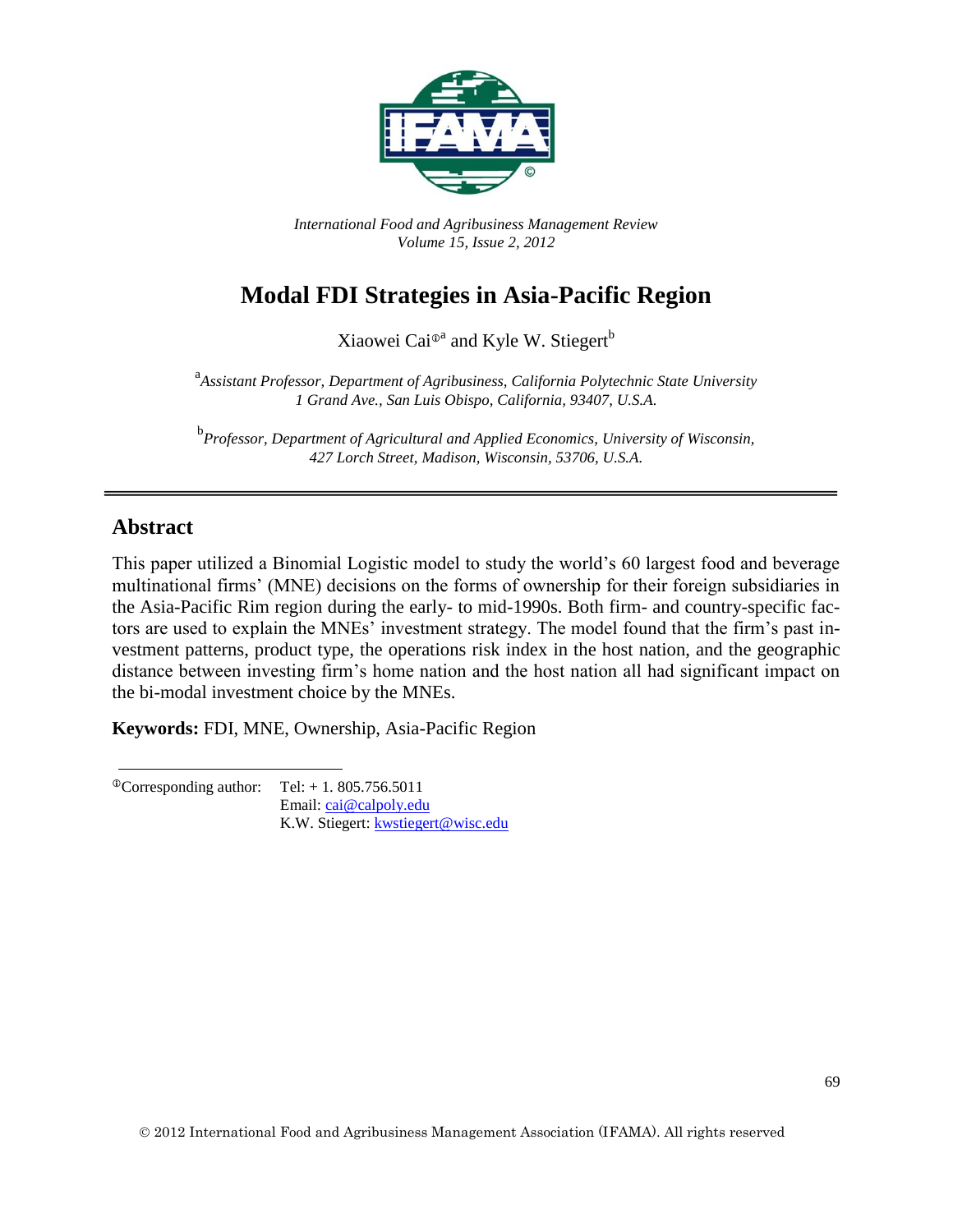*International Food and Agribusiness Management Review*
*Volume 15, Issue 2, 2012*

# Modal FDI Strategies in Asia-Pacific Region

Xiaowei Cai[ⓘa] and Kyle W. Stiegert[b]

[a] *Assistant Professor, Department of Agribusiness, California Polytechnic State University 1 Grand Ave., San Luis Obispo, California, 93407, U.S.A.*

[b] *Professor, Department of Agricultural and Applied Economics, University of Wisconsin, 427 Lorch Street, Madison, Wisconsin, 53706, U.S.A.*

## Abstract

This paper utilized a Binomial Logistic model to study the world's 60 largest food and beverage multinational firms' (MNE) decisions on the forms of ownership for their foreign subsidiaries in the Asia-Pacific Rim region during the early- to mid-1990s. Both firm- and country-specific factors are used to explain the MNEs' investment strategy. The model found that the firm's past investment patterns, product type, the operations risk index in the host nation, and the geographic distance between investing firm's home nation and the host nation all had significant impact on the bi-modal investment choice by the MNEs.

**Keywords:** FDI, MNE, Ownership, Asia-Pacific Region

ⓘCorresponding author: Tel: + 1. 805.756.5011
Email: cai@calpoly.edu
K.W. Stiegert: kwstiegert@wisc.edu

© 2012 International Food and Agribusiness Management Association (IFAMA). All rights reserved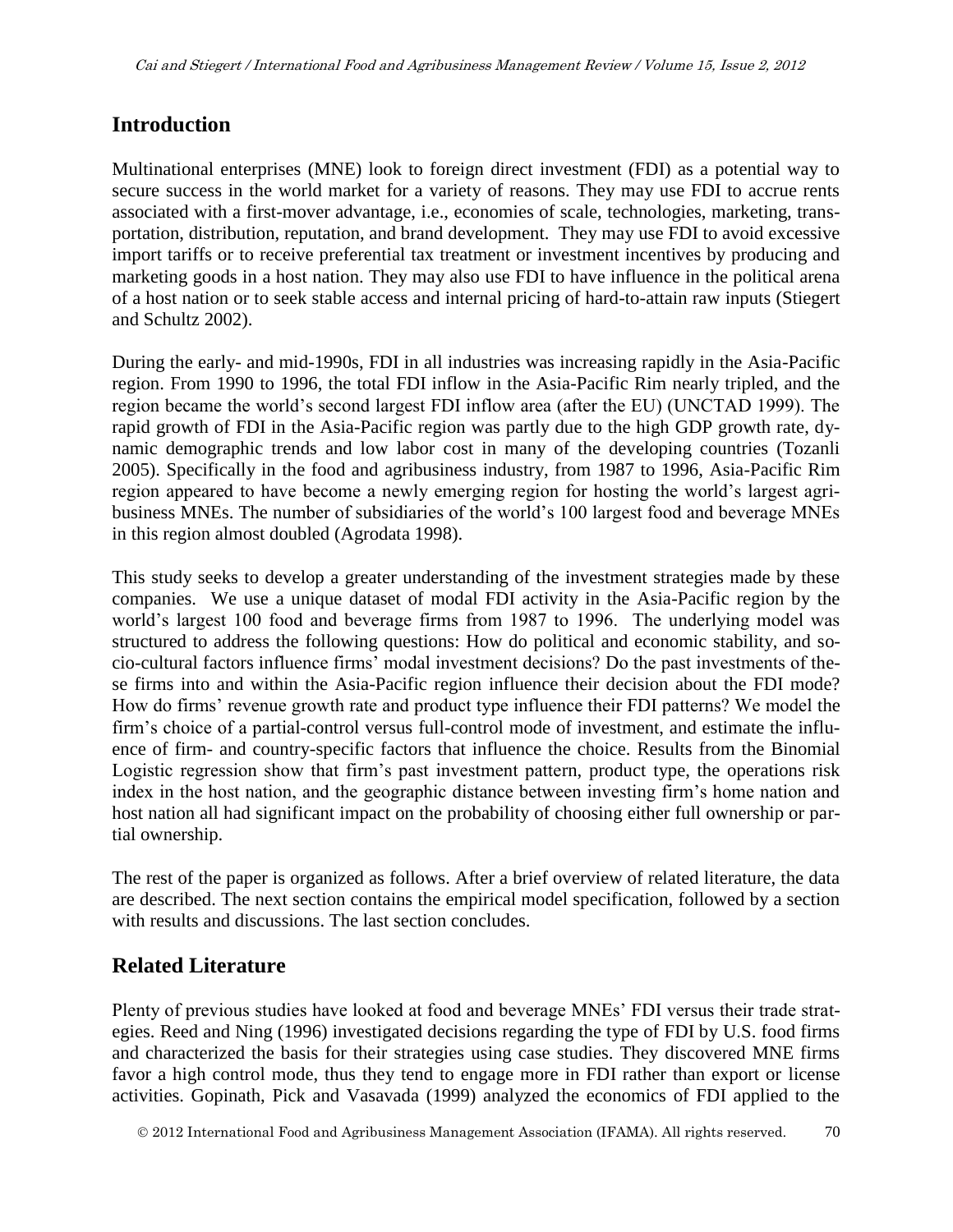## Introduction

Multinational enterprises (MNE) look to foreign direct investment (FDI) as a potential way to secure success in the world market for a variety of reasons. They may use FDI to accrue rents associated with a first-mover advantage, i.e., economies of scale, technologies, marketing, transportation, distribution, reputation, and brand development. They may use FDI to avoid excessive import tariffs or to receive preferential tax treatment or investment incentives by producing and marketing goods in a host nation. They may also use FDI to have influence in the political arena of a host nation or to seek stable access and internal pricing of hard-to-attain raw inputs (Stiegert and Schultz 2002).

During the early- and mid-1990s, FDI in all industries was increasing rapidly in the Asia-Pacific region. From 1990 to 1996, the total FDI inflow in the Asia-Pacific Rim nearly tripled, and the region became the world's second largest FDI inflow area (after the EU) (UNCTAD 1999). The rapid growth of FDI in the Asia-Pacific region was partly due to the high GDP growth rate, dynamic demographic trends and low labor cost in many of the developing countries (Tozanli 2005). Specifically in the food and agribusiness industry, from 1987 to 1996, Asia-Pacific Rim region appeared to have become a newly emerging region for hosting the world's largest agribusiness MNEs. The number of subsidiaries of the world's 100 largest food and beverage MNEs in this region almost doubled (Agrodata 1998).

This study seeks to develop a greater understanding of the investment strategies made by these companies. We use a unique dataset of modal FDI activity in the Asia-Pacific region by the world's largest 100 food and beverage firms from 1987 to 1996. The underlying model was structured to address the following questions: How do political and economic stability, and socio-cultural factors influence firms' modal investment decisions? Do the past investments of these firms into and within the Asia-Pacific region influence their decision about the FDI mode? How do firms' revenue growth rate and product type influence their FDI patterns? We model the firm's choice of a partial-control versus full-control mode of investment, and estimate the influence of firm- and country-specific factors that influence the choice. Results from the Binomial Logistic regression show that firm's past investment pattern, product type, the operations risk index in the host nation, and the geographic distance between investing firm's home nation and host nation all had significant impact on the probability of choosing either full ownership or partial ownership.

The rest of the paper is organized as follows. After a brief overview of related literature, the data are described. The next section contains the empirical model specification, followed by a section with results and discussions. The last section concludes.

## Related Literature

Plenty of previous studies have looked at food and beverage MNEs' FDI versus their trade strategies. Reed and Ning (1996) investigated decisions regarding the type of FDI by U.S. food firms and characterized the basis for their strategies using case studies. They discovered MNE firms favor a high control mode, thus they tend to engage more in FDI rather than export or license activities. Gopinath, Pick and Vasavada (1999) analyzed the economics of FDI applied to the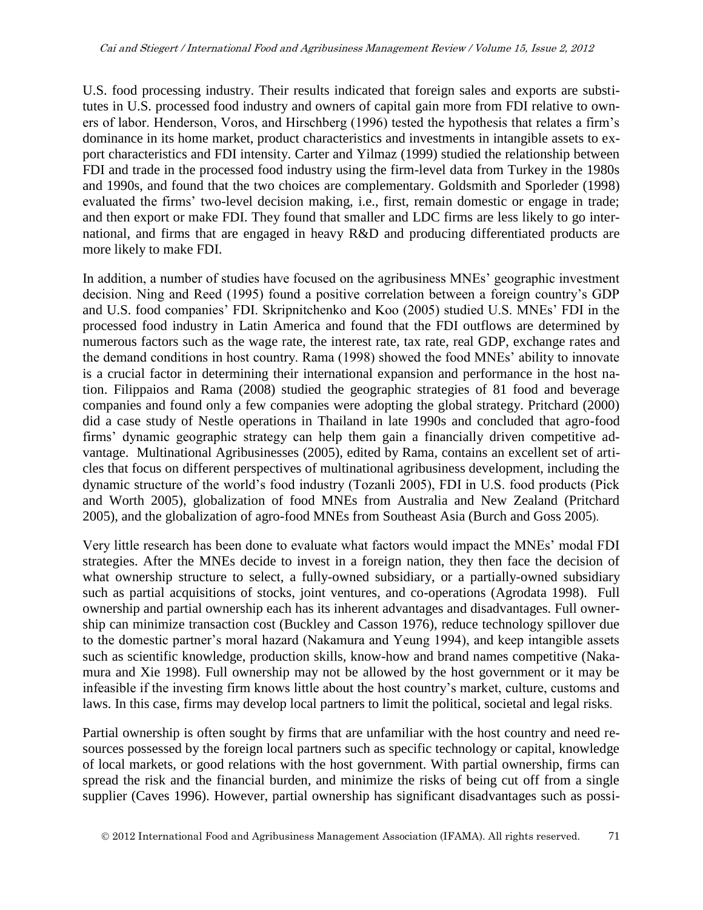U.S. food processing industry. Their results indicated that foreign sales and exports are substitutes in U.S. processed food industry and owners of capital gain more from FDI relative to owners of labor. Henderson, Voros, and Hirschberg (1996) tested the hypothesis that relates a firm's dominance in its home market, product characteristics and investments in intangible assets to export characteristics and FDI intensity. Carter and Yilmaz (1999) studied the relationship between FDI and trade in the processed food industry using the firm-level data from Turkey in the 1980s and 1990s, and found that the two choices are complementary. Goldsmith and Sporleder (1998) evaluated the firms' two-level decision making, i.e., first, remain domestic or engage in trade; and then export or make FDI. They found that smaller and LDC firms are less likely to go international, and firms that are engaged in heavy R&D and producing differentiated products are more likely to make FDI.

In addition, a number of studies have focused on the agribusiness MNEs' geographic investment decision. Ning and Reed (1995) found a positive correlation between a foreign country's GDP and U.S. food companies' FDI. Skripnitchenko and Koo (2005) studied U.S. MNEs' FDI in the processed food industry in Latin America and found that the FDI outflows are determined by numerous factors such as the wage rate, the interest rate, tax rate, real GDP, exchange rates and the demand conditions in host country. Rama (1998) showed the food MNEs' ability to innovate is a crucial factor in determining their international expansion and performance in the host nation. Filippaios and Rama (2008) studied the geographic strategies of 81 food and beverage companies and found only a few companies were adopting the global strategy. Pritchard (2000) did a case study of Nestle operations in Thailand in late 1990s and concluded that agro-food firms' dynamic geographic strategy can help them gain a financially driven competitive advantage. Multinational Agribusinesses (2005), edited by Rama, contains an excellent set of articles that focus on different perspectives of multinational agribusiness development, including the dynamic structure of the world's food industry (Tozanli 2005), FDI in U.S. food products (Pick and Worth 2005), globalization of food MNEs from Australia and New Zealand (Pritchard 2005), and the globalization of agro-food MNEs from Southeast Asia (Burch and Goss 2005).

Very little research has been done to evaluate what factors would impact the MNEs' modal FDI strategies. After the MNEs decide to invest in a foreign nation, they then face the decision of what ownership structure to select, a fully-owned subsidiary, or a partially-owned subsidiary such as partial acquisitions of stocks, joint ventures, and co-operations (Agrodata 1998). Full ownership and partial ownership each has its inherent advantages and disadvantages. Full ownership can minimize transaction cost (Buckley and Casson 1976), reduce technology spillover due to the domestic partner's moral hazard (Nakamura and Yeung 1994), and keep intangible assets such as scientific knowledge, production skills, know-how and brand names competitive (Nakamura and Xie 1998). Full ownership may not be allowed by the host government or it may be infeasible if the investing firm knows little about the host country's market, culture, customs and laws. In this case, firms may develop local partners to limit the political, societal and legal risks.

Partial ownership is often sought by firms that are unfamiliar with the host country and need resources possessed by the foreign local partners such as specific technology or capital, knowledge of local markets, or good relations with the host government. With partial ownership, firms can spread the risk and the financial burden, and minimize the risks of being cut off from a single supplier (Caves 1996). However, partial ownership has significant disadvantages such as possi-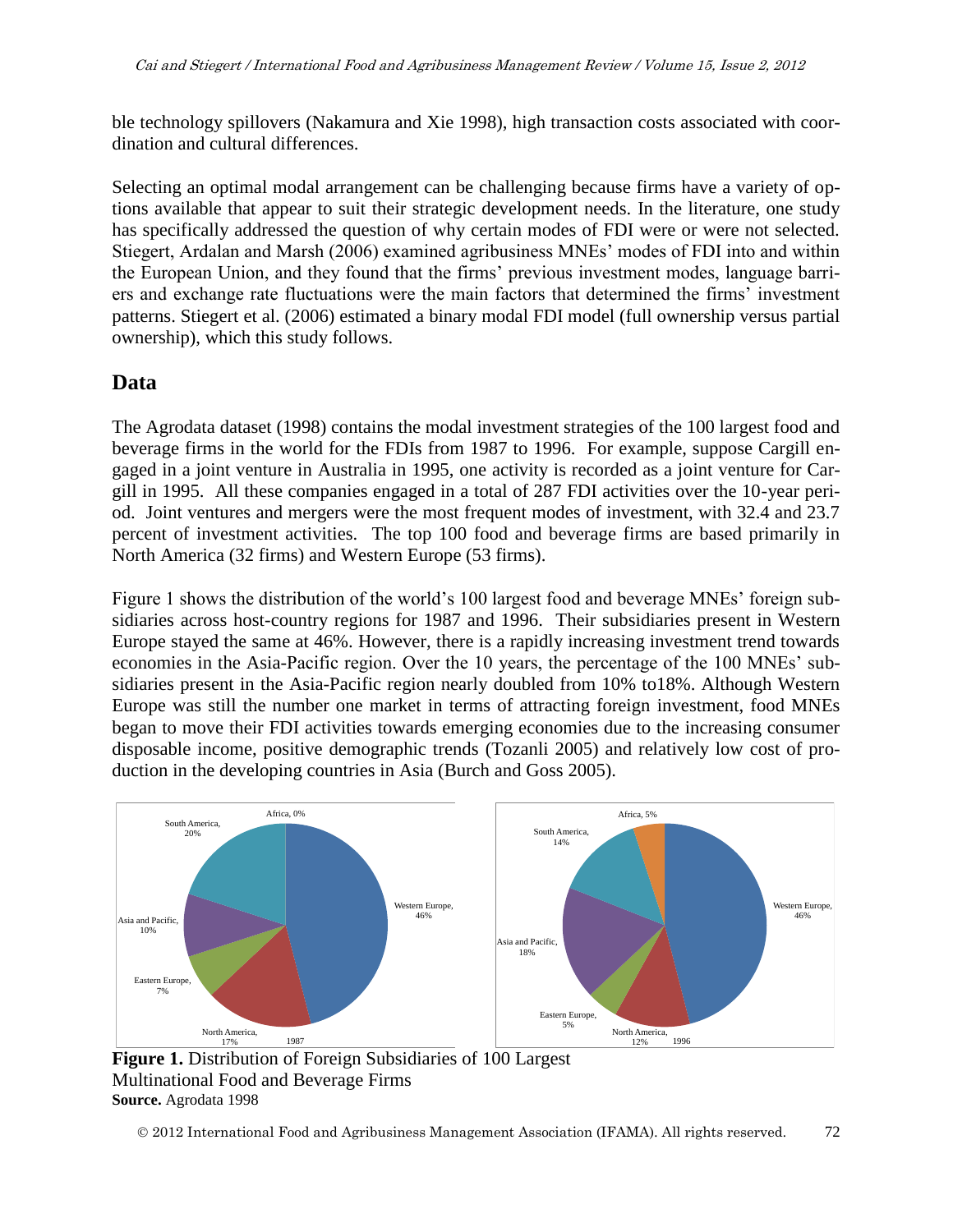ble technology spillovers (Nakamura and Xie 1998), high transaction costs associated with coordination and cultural differences.

Selecting an optimal modal arrangement can be challenging because firms have a variety of options available that appear to suit their strategic development needs. In the literature, one study has specifically addressed the question of why certain modes of FDI were or were not selected. Stiegert, Ardalan and Marsh (2006) examined agribusiness MNEs' modes of FDI into and within the European Union, and they found that the firms' previous investment modes, language barriers and exchange rate fluctuations were the main factors that determined the firms' investment patterns. Stiegert et al. (2006) estimated a binary modal FDI model (full ownership versus partial ownership), which this study follows.

## Data

The Agrodata dataset (1998) contains the modal investment strategies of the 100 largest food and beverage firms in the world for the FDIs from 1987 to 1996. For example, suppose Cargill engaged in a joint venture in Australia in 1995, one activity is recorded as a joint venture for Cargill in 1995. All these companies engaged in a total of 287 FDI activities over the 10-year period. Joint ventures and mergers were the most frequent modes of investment, with 32.4 and 23.7 percent of investment activities. The top 100 food and beverage firms are based primarily in North America (32 firms) and Western Europe (53 firms).

Figure 1 shows the distribution of the world's 100 largest food and beverage MNEs' foreign subsidiaries across host-country regions for 1987 and 1996. Their subsidiaries present in Western Europe stayed the same at 46%. However, there is a rapidly increasing investment trend towards economies in the Asia-Pacific region. Over the 10 years, the percentage of the 100 MNEs' subsidiaries present in the Asia-Pacific region nearly doubled from 10% to18%. Although Western Europe was still the number one market in terms of attracting foreign investment, food MNEs began to move their FDI activities towards emerging economies due to the increasing consumer disposable income, positive demographic trends (Tozanli 2005) and relatively low cost of production in the developing countries in Asia (Burch and Goss 2005).

| Region | 1987 | 1996 |
|---|---|---|
| Western Europe | 46% | 46% |
| North America | 17% | 12% |
| Eastern Europe | 7% | 5% |
| Asia and Pacific | 10% | 18% |
| South America | 20% | 14% |
| Africa | 0% | 5% |

**Figure 1.** Distribution of Foreign Subsidiaries of 100 Largest Multinational Food and Beverage Firms
**Source.** Agrodata 1998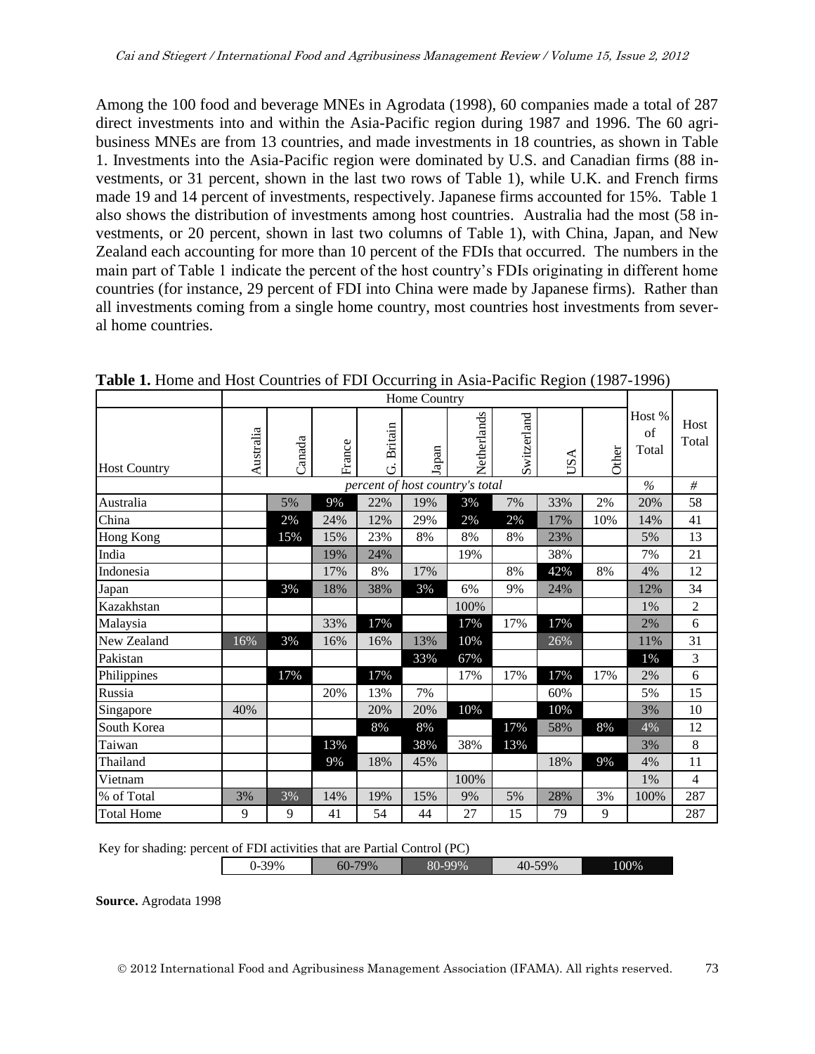Among the 100 food and beverage MNEs in Agrodata (1998), 60 companies made a total of 287 direct investments into and within the Asia-Pacific region during 1987 and 1996. The 60 agribusiness MNEs are from 13 countries, and made investments in 18 countries, as shown in Table 1. Investments into the Asia-Pacific region were dominated by U.S. and Canadian firms (88 investments, or 31 percent, shown in the last two rows of Table 1), while U.K. and French firms made 19 and 14 percent of investments, respectively. Japanese firms accounted for 15%. Table 1 also shows the distribution of investments among host countries. Australia had the most (58 investments, or 20 percent, shown in last two columns of Table 1), with China, Japan, and New Zealand each accounting for more than 10 percent of the FDIs that occurred. The numbers in the main part of Table 1 indicate the percent of the host country's FDIs originating in different home countries (for instance, 29 percent of FDI into China were made by Japanese firms). Rather than all investments coming from a single home country, most countries host investments from several home countries.

**Table 1.** Home and Host Countries of FDI Occurring in Asia-Pacific Region (1987-1996)

| | Home Country | | | | | | | | | | |
|---|---|---|---|---|---|---|---|---|---|---|---|
| Host Country | Australia | Canada | France | G. Britain | Japan | Netherlands | Switzerland | USA | Other | Host % of Total | Host Total |
| | *percent of host country's total* | | | | | | | | | *%* | *#* |
| Australia | | 5% | 9% | 22% | 19% | 3% | 7% | 33% | 2% | 20% | 58 |
| China | | 2% | 24% | 12% | 29% | 2% | 2% | 17% | 10% | 14% | 41 |
| Hong Kong | | 15% | 15% | 23% | 8% | 8% | 8% | 23% | | 5% | 13 |
| India | | | 19% | 24% | | 19% | | 38% | | 7% | 21 |
| Indonesia | | | 17% | 8% | 17% | | 8% | 42% | 8% | 4% | 12 |
| Japan | | 3% | 18% | 38% | 3% | 6% | 9% | 24% | | 12% | 34 |
| Kazakhstan | | | | | | 100% | | | | 1% | 2 |
| Malaysia | | | 33% | 17% | | 17% | 17% | 17% | | 2% | 6 |
| New Zealand | 16% | 3% | 16% | 16% | 13% | 10% | | 26% | | 11% | 31 |
| Pakistan | | | | | 33% | 67% | | | | 1% | 3 |
| Philippines | | 17% | | 17% | | 17% | 17% | 17% | 17% | 2% | 6 |
| Russia | | | 20% | 13% | 7% | | | 60% | | 5% | 15 |
| Singapore | 40% | | | 20% | 20% | 10% | | 10% | | 3% | 10 |
| South Korea | | | | 8% | 8% | | 17% | 58% | 8% | 4% | 12 |
| Taiwan | | | 13% | | 38% | 38% | 13% | | | 3% | 8 |
| Thailand | | | 9% | 18% | 45% | | | 18% | 9% | 4% | 11 |
| Vietnam | | | | | | 100% | | | | 1% | 4 |
| % of Total | 3% | 3% | 14% | 19% | 15% | 9% | 5% | 28% | 3% | 100% | 287 |
| Total Home | 9 | 9 | 41 | 54 | 44 | 27 | 15 | 79 | 9 | | 287 |

Key for shading: percent of FDI activities that are Partial Control (PC)

| 0-39% | 60-79% | 80-99% | 40-59% | 100% |
|---|---|---|---|---|

**Source.** Agrodata 1998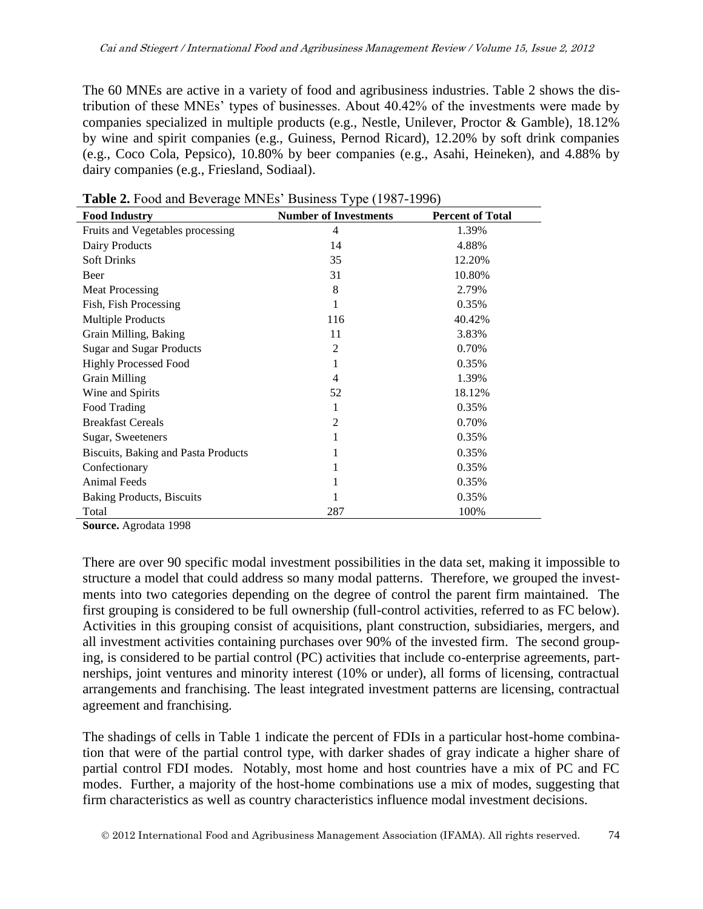The 60 MNEs are active in a variety of food and agribusiness industries. Table 2 shows the distribution of these MNEs' types of businesses. About 40.42% of the investments were made by companies specialized in multiple products (e.g., Nestle, Unilever, Proctor & Gamble), 18.12% by wine and spirit companies (e.g., Guiness, Pernod Ricard), 12.20% by soft drink companies (e.g., Coco Cola, Pepsico), 10.80% by beer companies (e.g., Asahi, Heineken), and 4.88% by dairy companies (e.g., Friesland, Sodiaal).

**Table 2.** Food and Beverage MNEs' Business Type (1987-1996)

| Food Industry | Number of Investments | Percent of Total |
|---|---|---|
| Fruits and Vegetables processing | 4 | 1.39% |
| Dairy Products | 14 | 4.88% |
| Soft Drinks | 35 | 12.20% |
| Beer | 31 | 10.80% |
| Meat Processing | 8 | 2.79% |
| Fish, Fish Processing | 1 | 0.35% |
| Multiple Products | 116 | 40.42% |
| Grain Milling, Baking | 11 | 3.83% |
| Sugar and Sugar Products | 2 | 0.70% |
| Highly Processed Food | 1 | 0.35% |
| Grain Milling | 4 | 1.39% |
| Wine and Spirits | 52 | 18.12% |
| Food Trading | 1 | 0.35% |
| Breakfast Cereals | 2 | 0.70% |
| Sugar, Sweeteners | 1 | 0.35% |
| Biscuits, Baking and Pasta Products | 1 | 0.35% |
| Confectionary | 1 | 0.35% |
| Animal Feeds | 1 | 0.35% |
| Baking Products, Biscuits | 1 | 0.35% |
| Total | 287 | 100% |

**Source.** Agrodata 1998

There are over 90 specific modal investment possibilities in the data set, making it impossible to structure a model that could address so many modal patterns. Therefore, we grouped the investments into two categories depending on the degree of control the parent firm maintained. The first grouping is considered to be full ownership (full-control activities, referred to as FC below). Activities in this grouping consist of acquisitions, plant construction, subsidiaries, mergers, and all investment activities containing purchases over 90% of the invested firm. The second grouping, is considered to be partial control (PC) activities that include co-enterprise agreements, partnerships, joint ventures and minority interest (10% or under), all forms of licensing, contractual arrangements and franchising. The least integrated investment patterns are licensing, contractual agreement and franchising.

The shadings of cells in Table 1 indicate the percent of FDIs in a particular host-home combination that were of the partial control type, with darker shades of gray indicate a higher share of partial control FDI modes. Notably, most home and host countries have a mix of PC and FC modes. Further, a majority of the host-home combinations use a mix of modes, suggesting that firm characteristics as well as country characteristics influence modal investment decisions.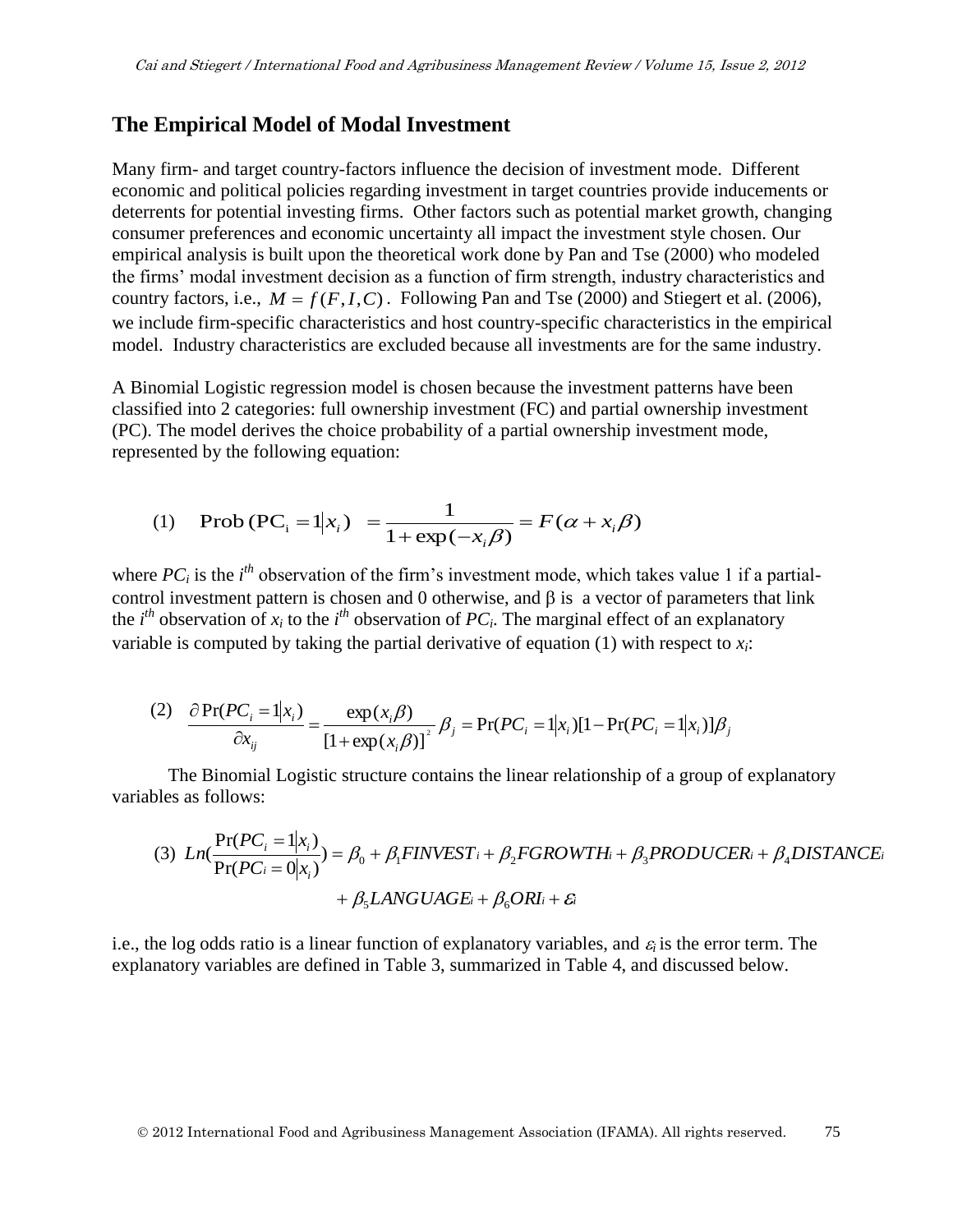## The Empirical Model of Modal Investment

Many firm- and target country-factors influence the decision of investment mode. Different economic and political policies regarding investment in target countries provide inducements or deterrents for potential investing firms. Other factors such as potential market growth, changing consumer preferences and economic uncertainty all impact the investment style chosen. Our empirical analysis is built upon the theoretical work done by Pan and Tse (2000) who modeled the firms' modal investment decision as a function of firm strength, industry characteristics and country factors, i.e., $M = f(F, I, C)$. Following Pan and Tse (2000) and Stiegert et al. (2006), we include firm-specific characteristics and host country-specific characteristics in the empirical model. Industry characteristics are excluded because all investments are for the same industry.

A Binomial Logistic regression model is chosen because the investment patterns have been classified into 2 categories: full ownership investment (FC) and partial ownership investment (PC). The model derives the choice probability of a partial ownership investment mode, represented by the following equation:

$$\text{(1)} \quad \text{Prob}\,(\text{PC}_\text{i} = 1 | x_i) \;= \frac{1}{1 + \exp(-x_i \beta)} = F(\alpha + x_i \beta)$$

where $PC_i$ is the $i^{th}$ observation of the firm's investment mode, which takes value 1 if a partial-control investment pattern is chosen and 0 otherwise, and β is a vector of parameters that link the $i^{th}$ observation of $x_i$ to the $i^{th}$ observation of $PC_i$. The marginal effect of an explanatory variable is computed by taking the partial derivative of equation (1) with respect to $x_i$:

$$\text{(2)} \quad \frac{\partial \Pr(PC_i = 1 | x_i)}{\partial x_{ij}} = \frac{\exp(x_i \beta)}{[1 + \exp(x_i \beta)]^2} \beta_j = \Pr(PC_i = 1 | x_i)[1 - \Pr(PC_i = 1 | x_i)]\beta_j$$

The Binomial Logistic structure contains the linear relationship of a group of explanatory variables as follows:

$$\text{(3)} \quad Ln\left(\frac{\Pr(PC_i = 1 | x_i)}{\Pr(PC_i = 0 | x_i)}\right) = \beta_0 + \beta_1 FINVEST_i + \beta_2 FGROWTH_i + \beta_3 PRODUCER_i + \beta_4 DISTANCE_i + \beta_5 LANGUAGE_i + \beta_6 ORI_i + \varepsilon_i$$

i.e., the log odds ratio is a linear function of explanatory variables, and $\varepsilon_i$ is the error term. The explanatory variables are defined in Table 3, summarized in Table 4, and discussed below.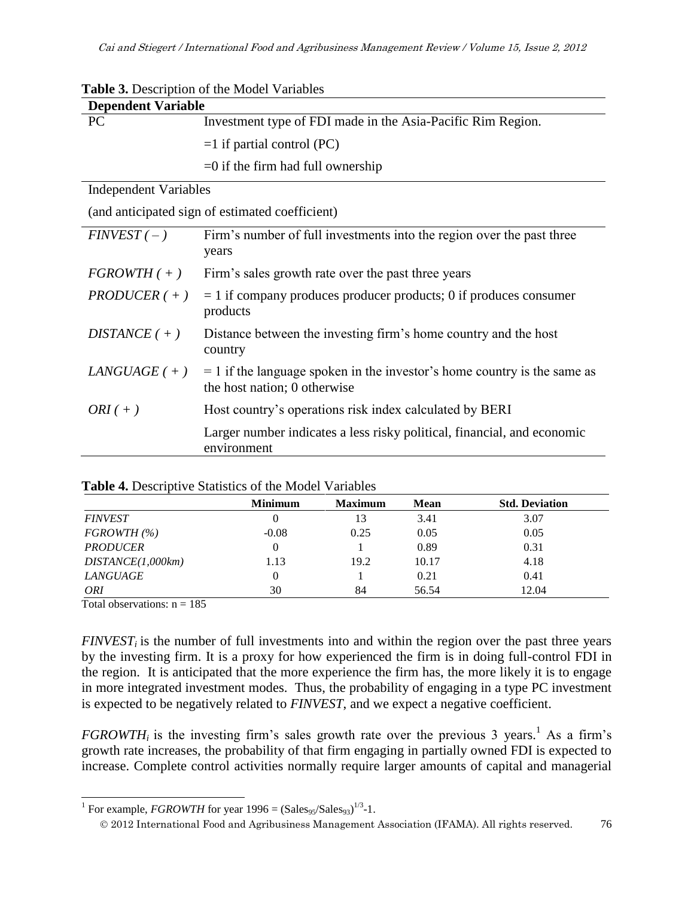**Table 3.** Description of the Model Variables

| **Dependent Variable** | |
|---|---|
| PC | Investment type of FDI made in the Asia-Pacific Rim Region. |
| | =1 if partial control (PC) |
| | =0 if the firm had full ownership |
| Independent Variables | |
| (and anticipated sign of estimated coefficient) | |
| *FINVEST ( – )* | Firm's number of full investments into the region over the past three years |
| *FGROWTH ( + )* | Firm's sales growth rate over the past three years |
| *PRODUCER ( + )* | = 1 if company produces producer products; 0 if produces consumer products |
| *DISTANCE ( + )* | Distance between the investing firm's home country and the host country |
| *LANGUAGE ( + )* | = 1 if the language spoken in the investor's home country is the same as the host nation; 0 otherwise |
| *ORI ( + )* | Host country's operations risk index calculated by BERI |
| | Larger number indicates a less risky political, financial, and economic environment |

**Table 4.** Descriptive Statistics of the Model Variables

| | **Minimum** | **Maximum** | **Mean** | **Std. Deviation** |
|---|---|---|---|---|
| *FINVEST* | 0 | 13 | 3.41 | 3.07 |
| *FGROWTH (%)* | -0.08 | 0.25 | 0.05 | 0.05 |
| *PRODUCER* | 0 | 1 | 0.89 | 0.31 |
| *DISTANCE(1,000km)* | 1.13 | 19.2 | 10.17 | 4.18 |
| *LANGUAGE* | 0 | 1 | 0.21 | 0.41 |
| *ORI* | 30 | 84 | 56.54 | 12.04 |

Total observations: n = 185

$FINVEST_i$ is the number of full investments into and within the region over the past three years by the investing firm. It is a proxy for how experienced the firm is in doing full-control FDI in the region. It is anticipated that the more experience the firm has, the more likely it is to engage in more integrated investment modes. Thus, the probability of engaging in a type PC investment is expected to be negatively related to *FINVEST*, and we expect a negative coefficient.

$FGROWTH_i$ is the investing firm's sales growth rate over the previous 3 years.[1] As a firm's growth rate increases, the probability of that firm engaging in partially owned FDI is expected to increase. Complete control activities normally require larger amounts of capital and managerial

[1] For example, *FGROWTH* for year 1996 = $(Sales_{95}/Sales_{93})^{1/3}$-1.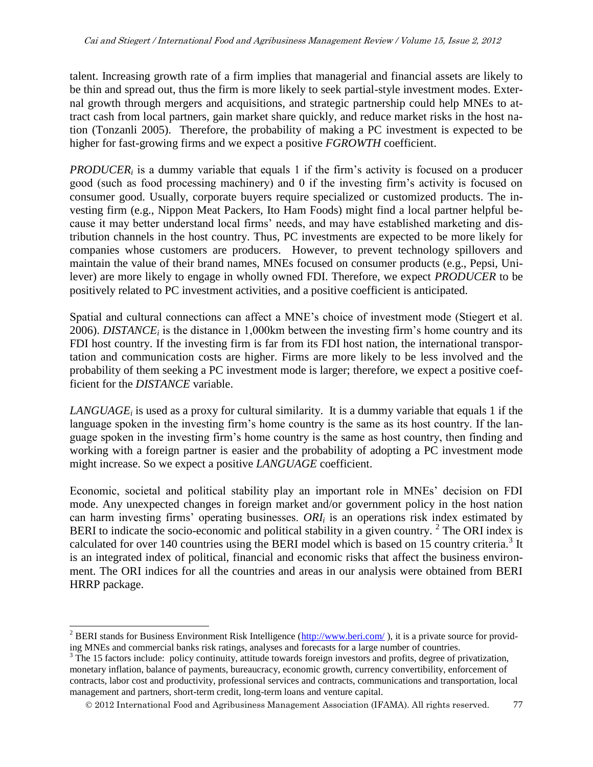talent. Increasing growth rate of a firm implies that managerial and financial assets are likely to be thin and spread out, thus the firm is more likely to seek partial-style investment modes. External growth through mergers and acquisitions, and strategic partnership could help MNEs to attract cash from local partners, gain market share quickly, and reduce market risks in the host nation (Tonzanli 2005). Therefore, the probability of making a PC investment is expected to be higher for fast-growing firms and we expect a positive *FGROWTH* coefficient.

$PRODUCER_i$ is a dummy variable that equals 1 if the firm's activity is focused on a producer good (such as food processing machinery) and 0 if the investing firm's activity is focused on consumer good. Usually, corporate buyers require specialized or customized products. The investing firm (e.g., Nippon Meat Packers, Ito Ham Foods) might find a local partner helpful because it may better understand local firms' needs, and may have established marketing and distribution channels in the host country. Thus, PC investments are expected to be more likely for companies whose customers are producers. However, to prevent technology spillovers and maintain the value of their brand names, MNEs focused on consumer products (e.g., Pepsi, Unilever) are more likely to engage in wholly owned FDI. Therefore, we expect *PRODUCER* to be positively related to PC investment activities, and a positive coefficient is anticipated.

Spatial and cultural connections can affect a MNE's choice of investment mode (Stiegert et al. 2006). $DISTANCE_i$ is the distance in 1,000km between the investing firm's home country and its FDI host country. If the investing firm is far from its FDI host nation, the international transportation and communication costs are higher. Firms are more likely to be less involved and the probability of them seeking a PC investment mode is larger; therefore, we expect a positive coefficient for the *DISTANCE* variable.

$LANGUAGE_i$ is used as a proxy for cultural similarity. It is a dummy variable that equals 1 if the language spoken in the investing firm's home country is the same as its host country. If the language spoken in the investing firm's home country is the same as host country, then finding and working with a foreign partner is easier and the probability of adopting a PC investment mode might increase. So we expect a positive *LANGUAGE* coefficient.

Economic, societal and political stability play an important role in MNEs' decision on FDI mode. Any unexpected changes in foreign market and/or government policy in the host nation can harm investing firms' operating businesses. $ORI_i$ is an operations risk index estimated by BERI to indicate the socio-economic and political stability in a given country. [2] The ORI index is calculated for over 140 countries using the BERI model which is based on 15 country criteria.[3] It is an integrated index of political, financial and economic risks that affect the business environment. The ORI indices for all the countries and areas in our analysis were obtained from BERI HRRP package.

---

[2] BERI stands for Business Environment Risk Intelligence (http://www.beri.com/ ), it is a private source for providing MNEs and commercial banks risk ratings, analyses and forecasts for a large number of countries.

[3] The 15 factors include: policy continuity, attitude towards foreign investors and profits, degree of privatization, monetary inflation, balance of payments, bureaucracy, economic growth, currency convertibility, enforcement of contracts, labor cost and productivity, professional services and contracts, communications and transportation, local management and partners, short-term credit, long-term loans and venture capital.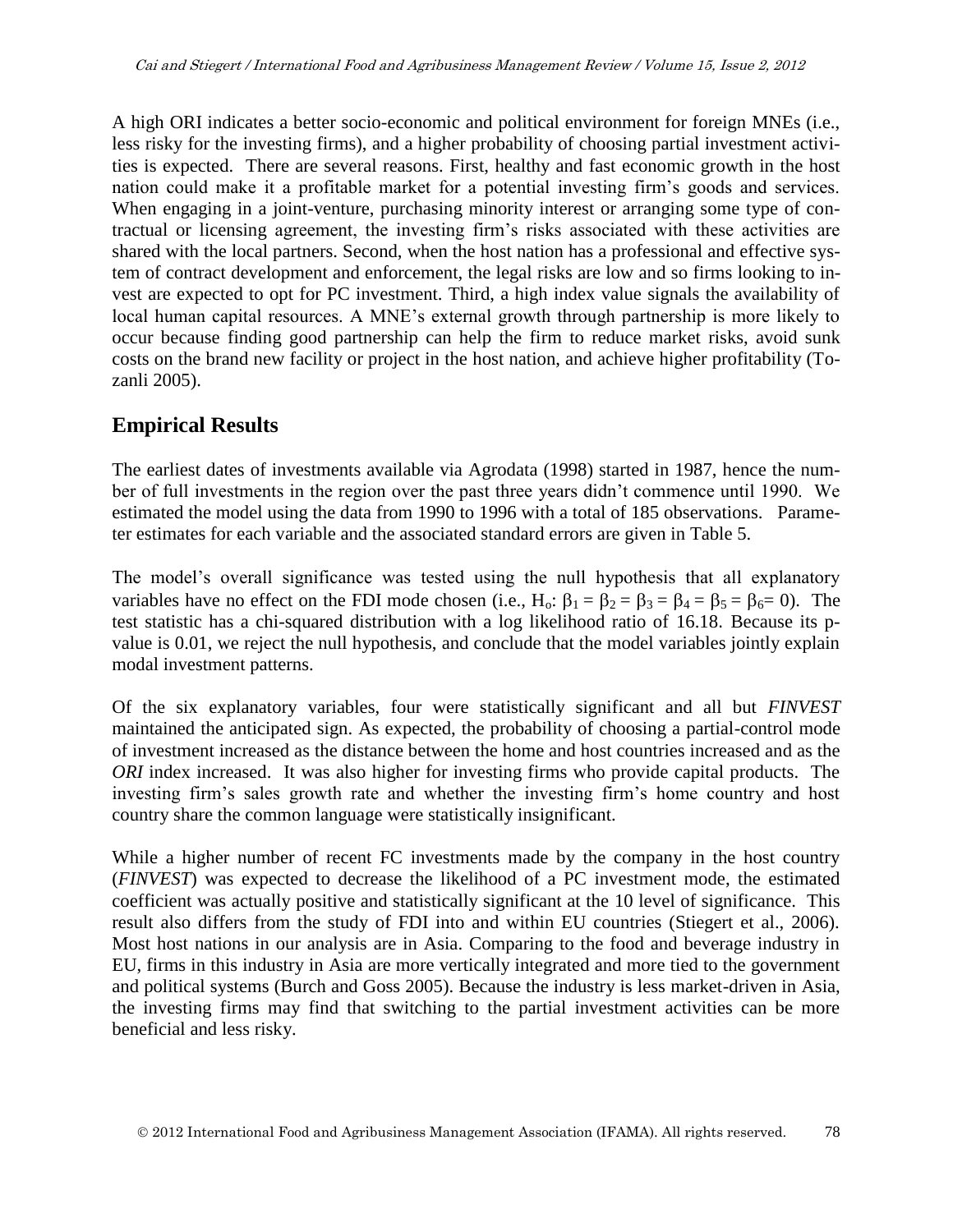A high ORI indicates a better socio-economic and political environment for foreign MNEs (i.e., less risky for the investing firms), and a higher probability of choosing partial investment activities is expected. There are several reasons. First, healthy and fast economic growth in the host nation could make it a profitable market for a potential investing firm's goods and services. When engaging in a joint-venture, purchasing minority interest or arranging some type of contractual or licensing agreement, the investing firm's risks associated with these activities are shared with the local partners. Second, when the host nation has a professional and effective system of contract development and enforcement, the legal risks are low and so firms looking to invest are expected to opt for PC investment. Third, a high index value signals the availability of local human capital resources. A MNE's external growth through partnership is more likely to occur because finding good partnership can help the firm to reduce market risks, avoid sunk costs on the brand new facility or project in the host nation, and achieve higher profitability (Tozanli 2005).

## Empirical Results

The earliest dates of investments available via Agrodata (1998) started in 1987, hence the number of full investments in the region over the past three years didn't commence until 1990. We estimated the model using the data from 1990 to 1996 with a total of 185 observations. Parameter estimates for each variable and the associated standard errors are given in Table 5.

The model's overall significance was tested using the null hypothesis that all explanatory variables have no effect on the FDI mode chosen (i.e., $H_o$: $\beta_1 = \beta_2 = \beta_3 = \beta_4 = \beta_5 = \beta_6 = 0$). The test statistic has a chi-squared distribution with a log likelihood ratio of 16.18. Because its p-value is 0.01, we reject the null hypothesis, and conclude that the model variables jointly explain modal investment patterns.

Of the six explanatory variables, four were statistically significant and all but *FINVEST* maintained the anticipated sign. As expected, the probability of choosing a partial-control mode of investment increased as the distance between the home and host countries increased and as the *ORI* index increased. It was also higher for investing firms who provide capital products. The investing firm's sales growth rate and whether the investing firm's home country and host country share the common language were statistically insignificant.

While a higher number of recent FC investments made by the company in the host country (*FINVEST*) was expected to decrease the likelihood of a PC investment mode, the estimated coefficient was actually positive and statistically significant at the 10 level of significance. This result also differs from the study of FDI into and within EU countries (Stiegert et al., 2006). Most host nations in our analysis are in Asia. Comparing to the food and beverage industry in EU, firms in this industry in Asia are more vertically integrated and more tied to the government and political systems (Burch and Goss 2005). Because the industry is less market-driven in Asia, the investing firms may find that switching to the partial investment activities can be more beneficial and less risky.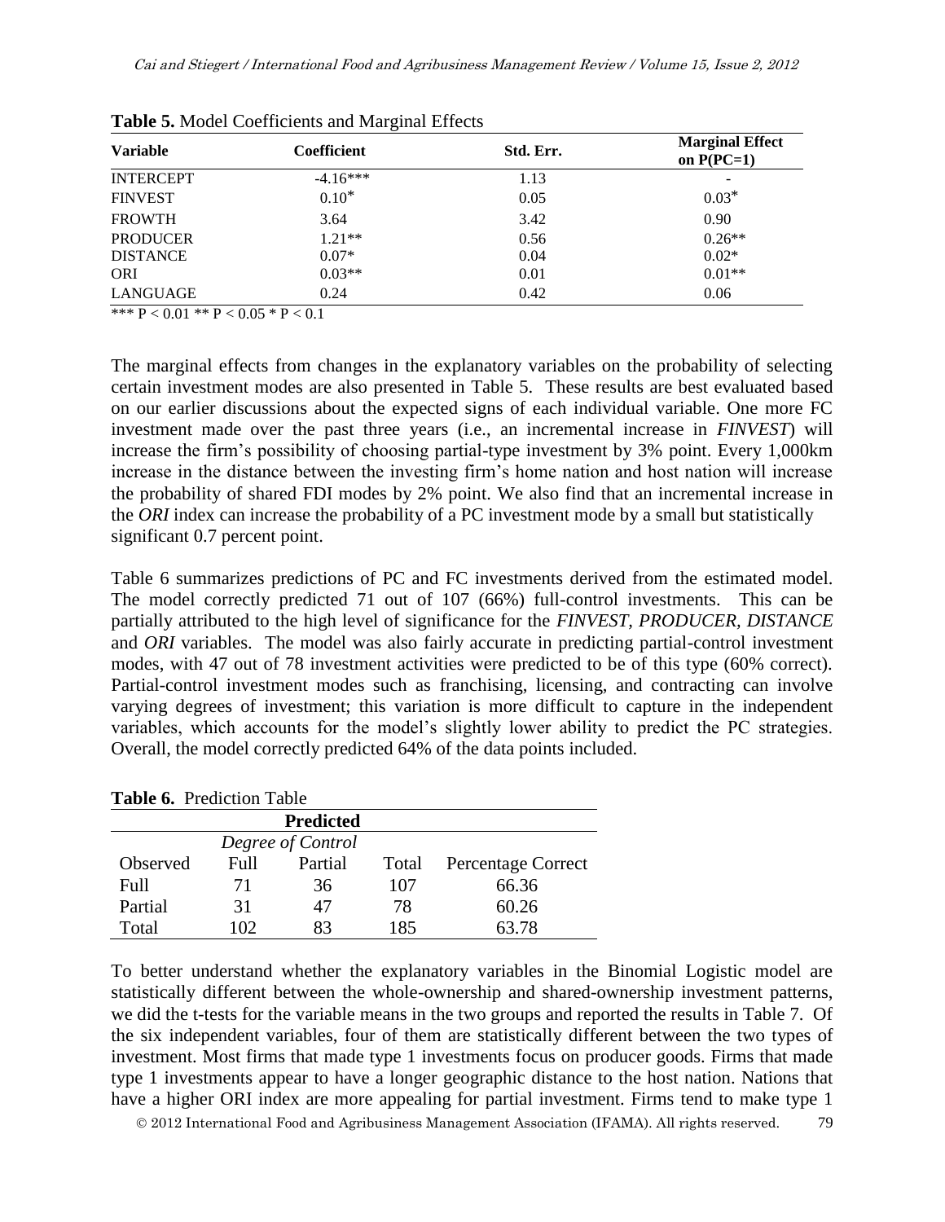**Table 5.** Model Coefficients and Marginal Effects

| Variable | Coefficient | Std. Err. | Marginal Effect on P(PC=1) |
|---|---|---|---|
| INTERCEPT | -4.16*** | 1.13 | - |
| FINVEST | 0.10* | 0.05 | 0.03* |
| FROWTH | 3.64 | 3.42 | 0.90 |
| PRODUCER | 1.21** | 0.56 | 0.26** |
| DISTANCE | 0.07* | 0.04 | 0.02* |
| ORI | 0.03** | 0.01 | 0.01** |
| LANGUAGE | 0.24 | 0.42 | 0.06 |

*** $P < 0.01$ ** $P < 0.05$ * $P < 0.1$

The marginal effects from changes in the explanatory variables on the probability of selecting certain investment modes are also presented in Table 5. These results are best evaluated based on our earlier discussions about the expected signs of each individual variable. One more FC investment made over the past three years (i.e., an incremental increase in *FINVEST*) will increase the firm's possibility of choosing partial-type investment by 3% point. Every 1,000km increase in the distance between the investing firm's home nation and host nation will increase the probability of shared FDI modes by 2% point. We also find that an incremental increase in the *ORI* index can increase the probability of a PC investment mode by a small but statistically significant 0.7 percent point.

Table 6 summarizes predictions of PC and FC investments derived from the estimated model. The model correctly predicted 71 out of 107 (66%) full-control investments. This can be partially attributed to the high level of significance for the *FINVEST*, *PRODUCER*, *DISTANCE* and *ORI* variables. The model was also fairly accurate in predicting partial-control investment modes, with 47 out of 78 investment activities were predicted to be of this type (60% correct). Partial-control investment modes such as franchising, licensing, and contracting can involve varying degrees of investment; this variation is more difficult to capture in the independent variables, which accounts for the model's slightly lower ability to predict the PC strategies. Overall, the model correctly predicted 64% of the data points included.

**Table 6.** Prediction Table

| | Predicted | | | |
|---|---|---|---|---|
| | *Degree of Control* | | | |
| Observed | Full | Partial | Total | Percentage Correct |
| Full | 71 | 36 | 107 | 66.36 |
| Partial | 31 | 47 | 78 | 60.26 |
| Total | 102 | 83 | 185 | 63.78 |

To better understand whether the explanatory variables in the Binomial Logistic model are statistically different between the whole-ownership and shared-ownership investment patterns, we did the t-tests for the variable means in the two groups and reported the results in Table 7. Of the six independent variables, four of them are statistically different between the two types of investment. Most firms that made type 1 investments focus on producer goods. Firms that made type 1 investments appear to have a longer geographic distance to the host nation. Nations that have a higher ORI index are more appealing for partial investment. Firms tend to make type 1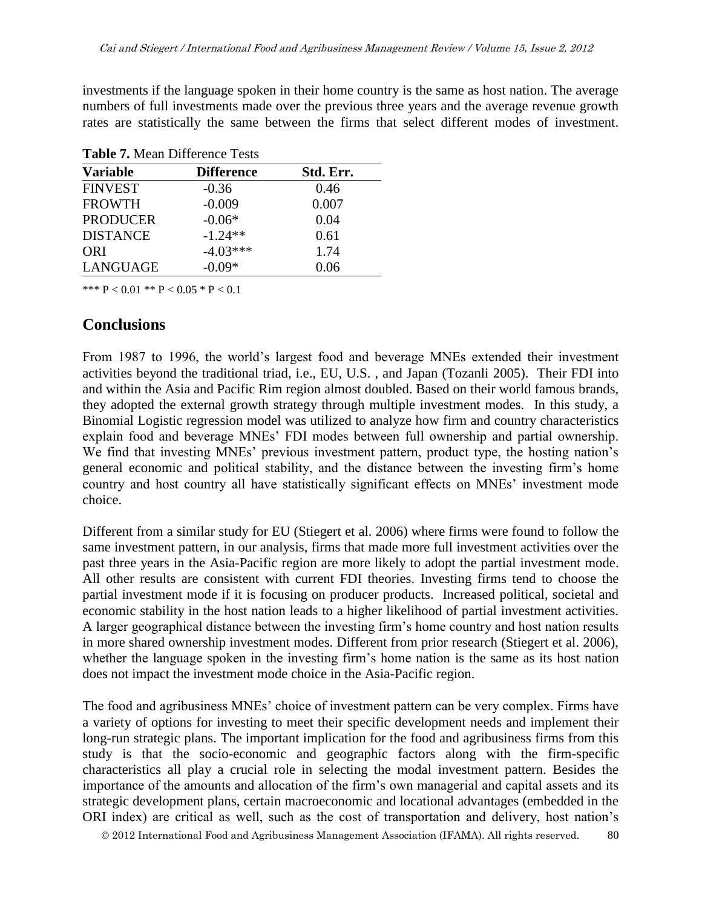investments if the language spoken in their home country is the same as host nation. The average numbers of full investments made over the previous three years and the average revenue growth rates are statistically the same between the firms that select different modes of investment.

**Table 7.** Mean Difference Tests

| Variable | Difference | Std. Err. |
|---|---|---|
| FINVEST | -0.36 | 0.46 |
| FROWTH | -0.009 | 0.007 |
| PRODUCER | -0.06* | 0.04 |
| DISTANCE | -1.24** | 0.61 |
| ORI | -4.03*** | 1.74 |
| LANGUAGE | -0.09* | 0.06 |

*** P < 0.01 ** P < 0.05 * P < 0.1

## Conclusions

From 1987 to 1996, the world's largest food and beverage MNEs extended their investment activities beyond the traditional triad, i.e., EU, U.S. , and Japan (Tozanli 2005). Their FDI into and within the Asia and Pacific Rim region almost doubled. Based on their world famous brands, they adopted the external growth strategy through multiple investment modes. In this study, a Binomial Logistic regression model was utilized to analyze how firm and country characteristics explain food and beverage MNEs' FDI modes between full ownership and partial ownership. We find that investing MNEs' previous investment pattern, product type, the hosting nation's general economic and political stability, and the distance between the investing firm's home country and host country all have statistically significant effects on MNEs' investment mode choice.

Different from a similar study for EU (Stiegert et al. 2006) where firms were found to follow the same investment pattern, in our analysis, firms that made more full investment activities over the past three years in the Asia-Pacific region are more likely to adopt the partial investment mode. All other results are consistent with current FDI theories. Investing firms tend to choose the partial investment mode if it is focusing on producer products. Increased political, societal and economic stability in the host nation leads to a higher likelihood of partial investment activities. A larger geographical distance between the investing firm's home country and host nation results in more shared ownership investment modes. Different from prior research (Stiegert et al. 2006), whether the language spoken in the investing firm's home nation is the same as its host nation does not impact the investment mode choice in the Asia-Pacific region.

The food and agribusiness MNEs' choice of investment pattern can be very complex. Firms have a variety of options for investing to meet their specific development needs and implement their long-run strategic plans. The important implication for the food and agribusiness firms from this study is that the socio-economic and geographic factors along with the firm-specific characteristics all play a crucial role in selecting the modal investment pattern. Besides the importance of the amounts and allocation of the firm's own managerial and capital assets and its strategic development plans, certain macroeconomic and locational advantages (embedded in the ORI index) are critical as well, such as the cost of transportation and delivery, host nation's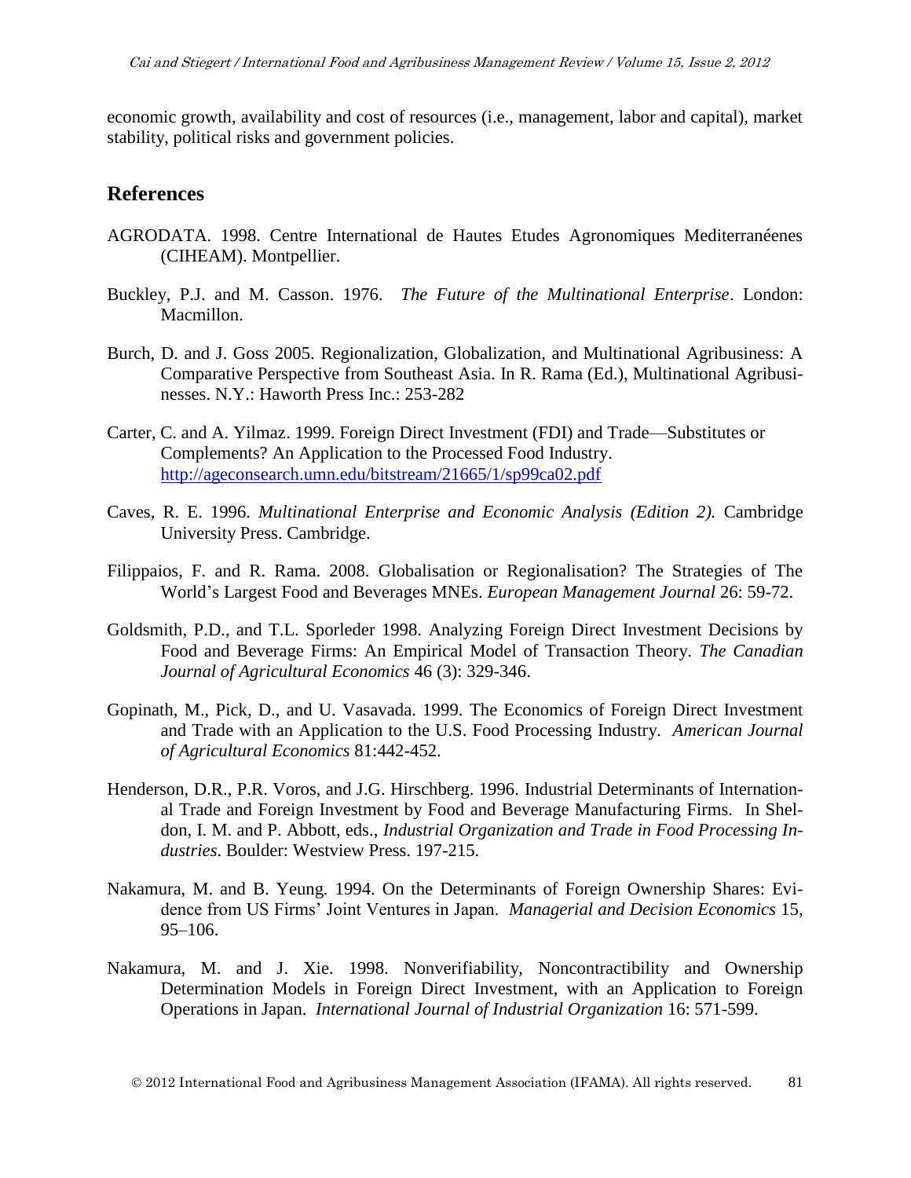economic growth, availability and cost of resources (i.e., management, labor and capital), market stability, political risks and government policies.

## References

AGRODATA. 1998. Centre International de Hautes Etudes Agronomiques Mediterranéenes (CIHEAM). Montpellier.

Buckley, P.J. and M. Casson. 1976. *The Future of the Multinational Enterprise*. London: Macmillon.

Burch, D. and J. Goss 2005. Regionalization, Globalization, and Multinational Agribusiness: A Comparative Perspective from Southeast Asia. In R. Rama (Ed.), Multinational Agribusinesses. N.Y.: Haworth Press Inc.: 253-282

Carter, C. and A. Yilmaz. 1999. Foreign Direct Investment (FDI) and Trade—Substitutes or Complements? An Application to the Processed Food Industry. http://ageconsearch.umn.edu/bitstream/21665/1/sp99ca02.pdf

Caves, R. E. 1996. *Multinational Enterprise and Economic Analysis (Edition 2).* Cambridge University Press. Cambridge.

Filippaios, F. and R. Rama. 2008. Globalisation or Regionalisation? The Strategies of The World's Largest Food and Beverages MNEs. *European Management Journal* 26: 59-72.

Goldsmith, P.D., and T.L. Sporleder 1998. Analyzing Foreign Direct Investment Decisions by Food and Beverage Firms: An Empirical Model of Transaction Theory. *The Canadian Journal of Agricultural Economics* 46 (3): 329-346.

Gopinath, M., Pick, D., and U. Vasavada. 1999. The Economics of Foreign Direct Investment and Trade with an Application to the U.S. Food Processing Industry. *American Journal of Agricultural Economics* 81:442-452.

Henderson, D.R., P.R. Voros, and J.G. Hirschberg. 1996. Industrial Determinants of International Trade and Foreign Investment by Food and Beverage Manufacturing Firms. In Sheldon, I. M. and P. Abbott, eds., *Industrial Organization and Trade in Food Processing Industries*. Boulder: Westview Press. 197-215.

Nakamura, M. and B. Yeung. 1994. On the Determinants of Foreign Ownership Shares: Evidence from US Firms' Joint Ventures in Japan. *Managerial and Decision Economics* 15, 95–106.

Nakamura, M. and J. Xie. 1998. Nonverifiability, Noncontractibility and Ownership Determination Models in Foreign Direct Investment, with an Application to Foreign Operations in Japan. *International Journal of Industrial Organization* 16: 571-599.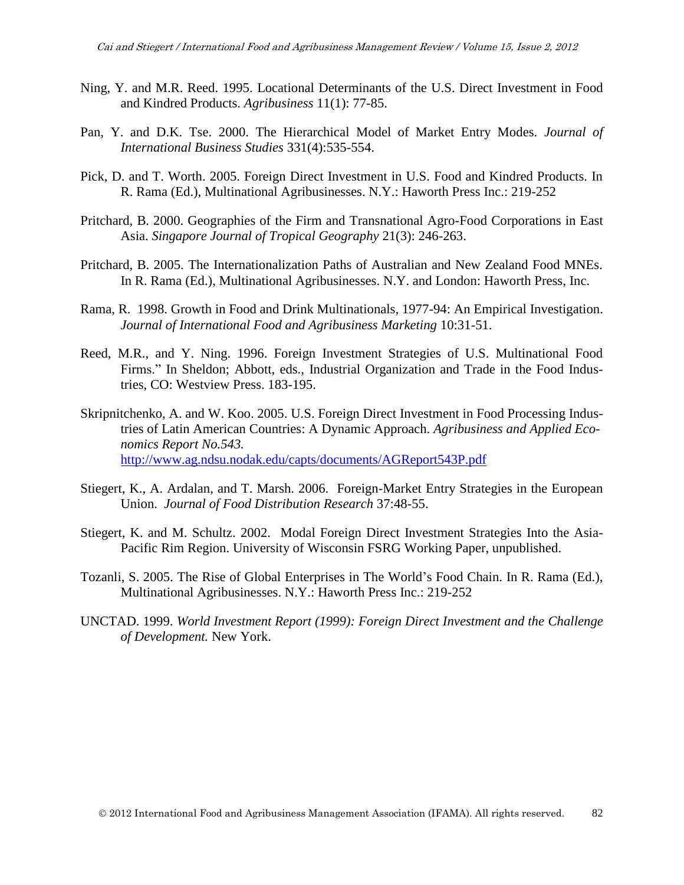Ning, Y. and M.R. Reed. 1995. Locational Determinants of the U.S. Direct Investment in Food and Kindred Products. *Agribusiness* 11(1): 77-85.

Pan, Y. and D.K. Tse. 2000. The Hierarchical Model of Market Entry Modes. *Journal of International Business Studies* 331(4):535-554.

Pick, D. and T. Worth. 2005. Foreign Direct Investment in U.S. Food and Kindred Products. In R. Rama (Ed.), Multinational Agribusinesses. N.Y.: Haworth Press Inc.: 219-252

Pritchard, B. 2000. Geographies of the Firm and Transnational Agro-Food Corporations in East Asia. *Singapore Journal of Tropical Geography* 21(3): 246-263.

Pritchard, B. 2005. The Internationalization Paths of Australian and New Zealand Food MNEs. In R. Rama (Ed.), Multinational Agribusinesses. N.Y. and London: Haworth Press, Inc.

Rama, R. 1998. Growth in Food and Drink Multinationals, 1977-94: An Empirical Investigation. *Journal of International Food and Agribusiness Marketing* 10:31-51.

Reed, M.R., and Y. Ning. 1996. Foreign Investment Strategies of U.S. Multinational Food Firms." In Sheldon; Abbott, eds., Industrial Organization and Trade in the Food Industries, CO: Westview Press. 183-195.

Skripnitchenko, A. and W. Koo. 2005. U.S. Foreign Direct Investment in Food Processing Industries of Latin American Countries: A Dynamic Approach. *Agribusiness and Applied Economics Report No.543.* http://www.ag.ndsu.nodak.edu/capts/documents/AGReport543P.pdf

Stiegert, K., A. Ardalan, and T. Marsh. 2006. Foreign-Market Entry Strategies in the European Union. *Journal of Food Distribution Research* 37:48-55.

Stiegert, K. and M. Schultz. 2002. Modal Foreign Direct Investment Strategies Into the Asia-Pacific Rim Region. University of Wisconsin FSRG Working Paper, unpublished.

Tozanli, S. 2005. The Rise of Global Enterprises in The World's Food Chain. In R. Rama (Ed.), Multinational Agribusinesses. N.Y.: Haworth Press Inc.: 219-252

UNCTAD. 1999. *World Investment Report (1999): Foreign Direct Investment and the Challenge of Development.* New York.